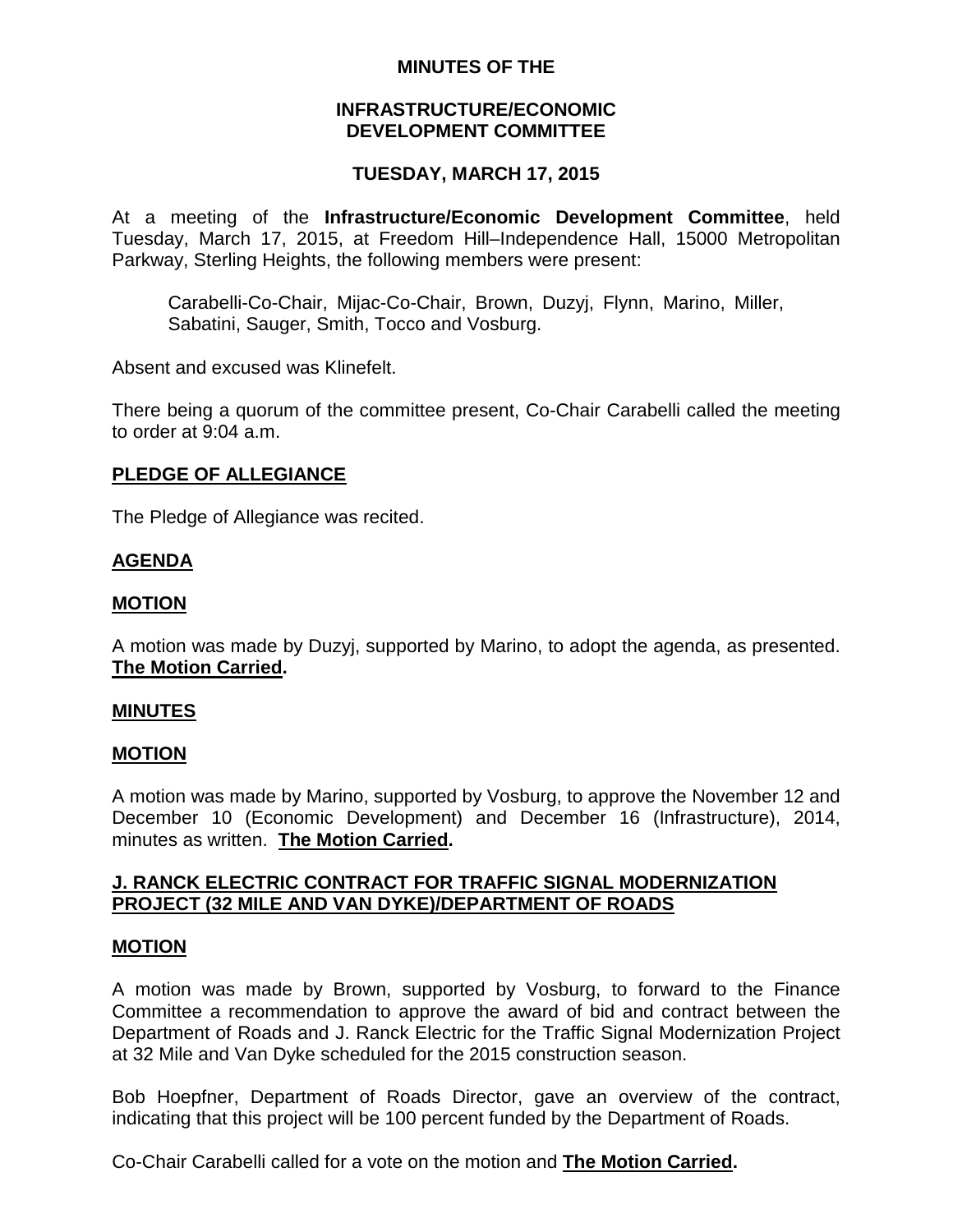# MINUTES OF THE

## INFRASTRUCTURE/ECONOMIC DEVELOPMENT COMMITTEE

## TUESDAY, MARCH 17, 2015

At a meeting of the **Infrastructure/Economic Development Committee**, held Tuesday, March 17, 2015, at Freedom Hill–Independence Hall, 15000 Metropolitan Parkway, Sterling Heights, the following members were present:

> Carabelli-Co-Chair, Mijac-Co-Chair, Brown, Duzyj, Flynn, Marino, Miller, Sabatini, Sauger, Smith, Tocco and Vosburg.

Absent and excused was Klinefelt.

There being a quorum of the committee present, Co-Chair Carabelli called the meeting to order at 9:04 a.m.

### PLEDGE OF ALLEGIANCE

The Pledge of Allegiance was recited.

### AGENDA

### MOTION

A motion was made by Duzyj, supported by Marino, to adopt the agenda, as presented. **The Motion Carried.**

### MINUTES

### MOTION

A motion was made by Marino, supported by Vosburg, to approve the November 12 and December 10 (Economic Development) and December 16 (Infrastructure), 2014, minutes as written. **The Motion Carried.**

### J. RANCK ELECTRIC CONTRACT FOR TRAFFIC SIGNAL MODERNIZATION PROJECT (32 MILE AND VAN DYKE)/DEPARTMENT OF ROADS

### MOTION

A motion was made by Brown, supported by Vosburg, to forward to the Finance Committee a recommendation to approve the award of bid and contract between the Department of Roads and J. Ranck Electric for the Traffic Signal Modernization Project at 32 Mile and Van Dyke scheduled for the 2015 construction season.

Bob Hoepfner, Department of Roads Director, gave an overview of the contract, indicating that this project will be 100 percent funded by the Department of Roads.

Co-Chair Carabelli called for a vote on the motion and **The Motion Carried.**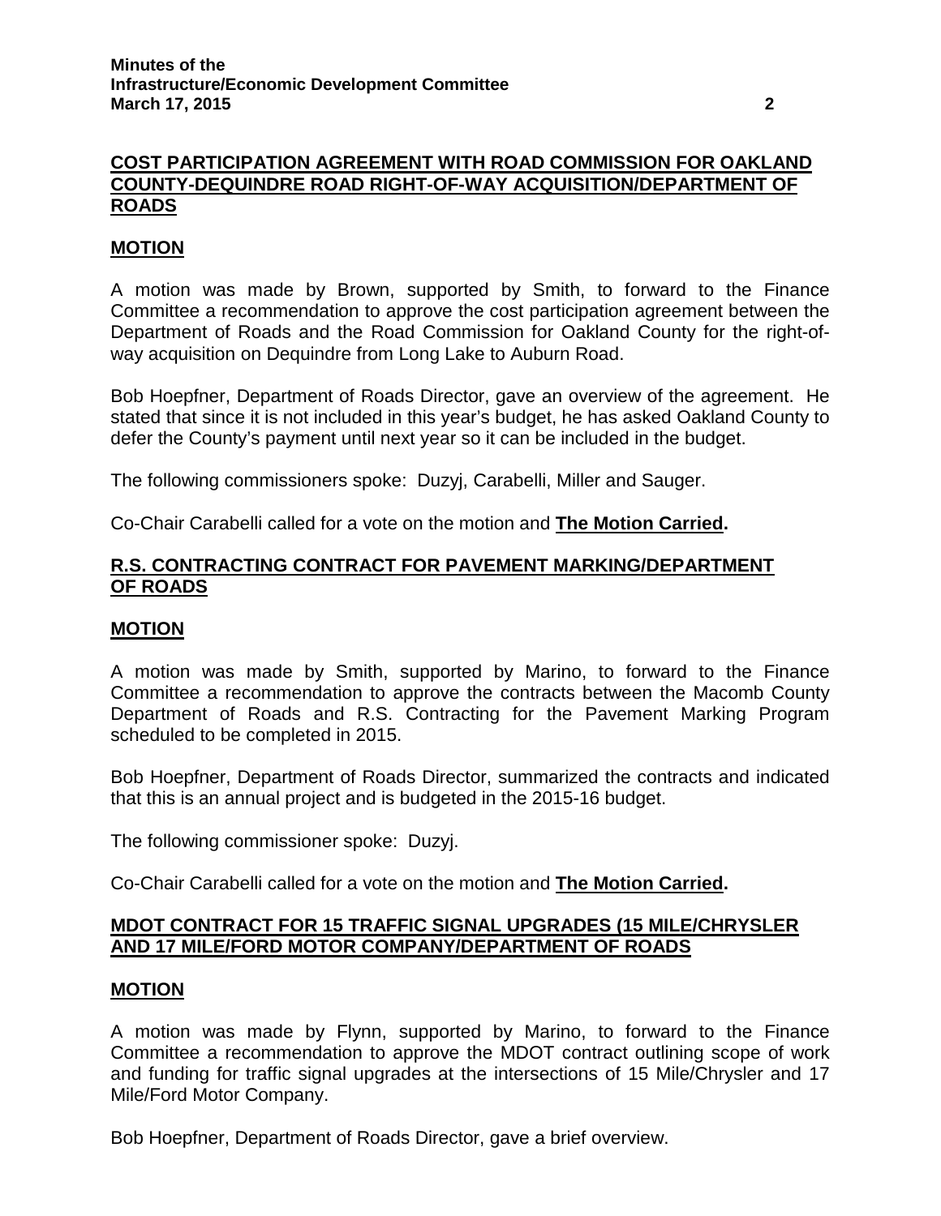## COST PARTICIPATION AGREEMENT WITH ROAD COMMISSION FOR OAKLAND COUNTY-DEQUINDRE ROAD RIGHT-OF-WAY ACQUISITION/DEPARTMENT OF ROADS

### MOTION

A motion was made by Brown, supported by Smith, to forward to the Finance Committee a recommendation to approve the cost participation agreement between the Department of Roads and the Road Commission for Oakland County for the right-of-way acquisition on Dequindre from Long Lake to Auburn Road.

Bob Hoepfner, Department of Roads Director, gave an overview of the agreement. He stated that since it is not included in this year's budget, he has asked Oakland County to defer the County's payment until next year so it can be included in the budget.

The following commissioners spoke: Duzyj, Carabelli, Miller and Sauger.

Co-Chair Carabelli called for a vote on the motion and **The Motion Carried.**

## R.S. CONTRACTING CONTRACT FOR PAVEMENT MARKING/DEPARTMENT OF ROADS

### MOTION

A motion was made by Smith, supported by Marino, to forward to the Finance Committee a recommendation to approve the contracts between the Macomb County Department of Roads and R.S. Contracting for the Pavement Marking Program scheduled to be completed in 2015.

Bob Hoepfner, Department of Roads Director, summarized the contracts and indicated that this is an annual project and is budgeted in the 2015-16 budget.

The following commissioner spoke: Duzyj.

Co-Chair Carabelli called for a vote on the motion and **The Motion Carried.**

## MDOT CONTRACT FOR 15 TRAFFIC SIGNAL UPGRADES (15 MILE/CHRYSLER AND 17 MILE/FORD MOTOR COMPANY/DEPARTMENT OF ROADS

### MOTION

A motion was made by Flynn, supported by Marino, to forward to the Finance Committee a recommendation to approve the MDOT contract outlining scope of work and funding for traffic signal upgrades at the intersections of 15 Mile/Chrysler and 17 Mile/Ford Motor Company.

Bob Hoepfner, Department of Roads Director, gave a brief overview.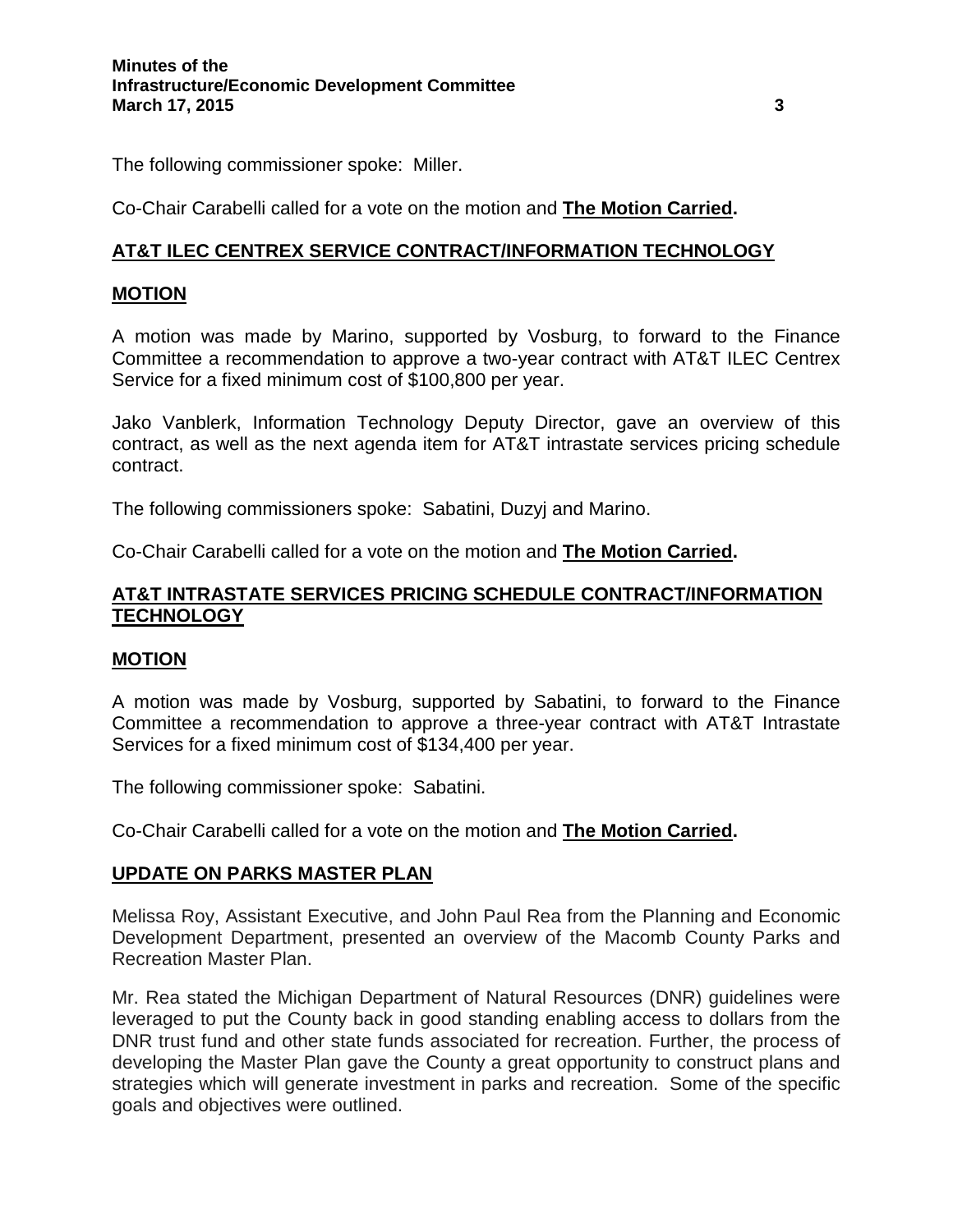The following commissioner spoke: Miller.

Co-Chair Carabelli called for a vote on the motion and **The Motion Carried.**

## AT&T ILEC CENTREX SERVICE CONTRACT/INFORMATION TECHNOLOGY

### MOTION

A motion was made by Marino, supported by Vosburg, to forward to the Finance Committee a recommendation to approve a two-year contract with AT&T ILEC Centrex Service for a fixed minimum cost of $100,800 per year.

Jako Vanblerk, Information Technology Deputy Director, gave an overview of this contract, as well as the next agenda item for AT&T intrastate services pricing schedule contract.

The following commissioners spoke: Sabatini, Duzyj and Marino.

Co-Chair Carabelli called for a vote on the motion and **The Motion Carried.**

## AT&T INTRASTATE SERVICES PRICING SCHEDULE CONTRACT/INFORMATION TECHNOLOGY

### MOTION

A motion was made by Vosburg, supported by Sabatini, to forward to the Finance Committee a recommendation to approve a three-year contract with AT&T Intrastate Services for a fixed minimum cost of $134,400 per year.

The following commissioner spoke: Sabatini.

Co-Chair Carabelli called for a vote on the motion and **The Motion Carried.**

## UPDATE ON PARKS MASTER PLAN

Melissa Roy, Assistant Executive, and John Paul Rea from the Planning and Economic Development Department, presented an overview of the Macomb County Parks and Recreation Master Plan.

Mr. Rea stated the Michigan Department of Natural Resources (DNR) guidelines were leveraged to put the County back in good standing enabling access to dollars from the DNR trust fund and other state funds associated for recreation. Further, the process of developing the Master Plan gave the County a great opportunity to construct plans and strategies which will generate investment in parks and recreation. Some of the specific goals and objectives were outlined.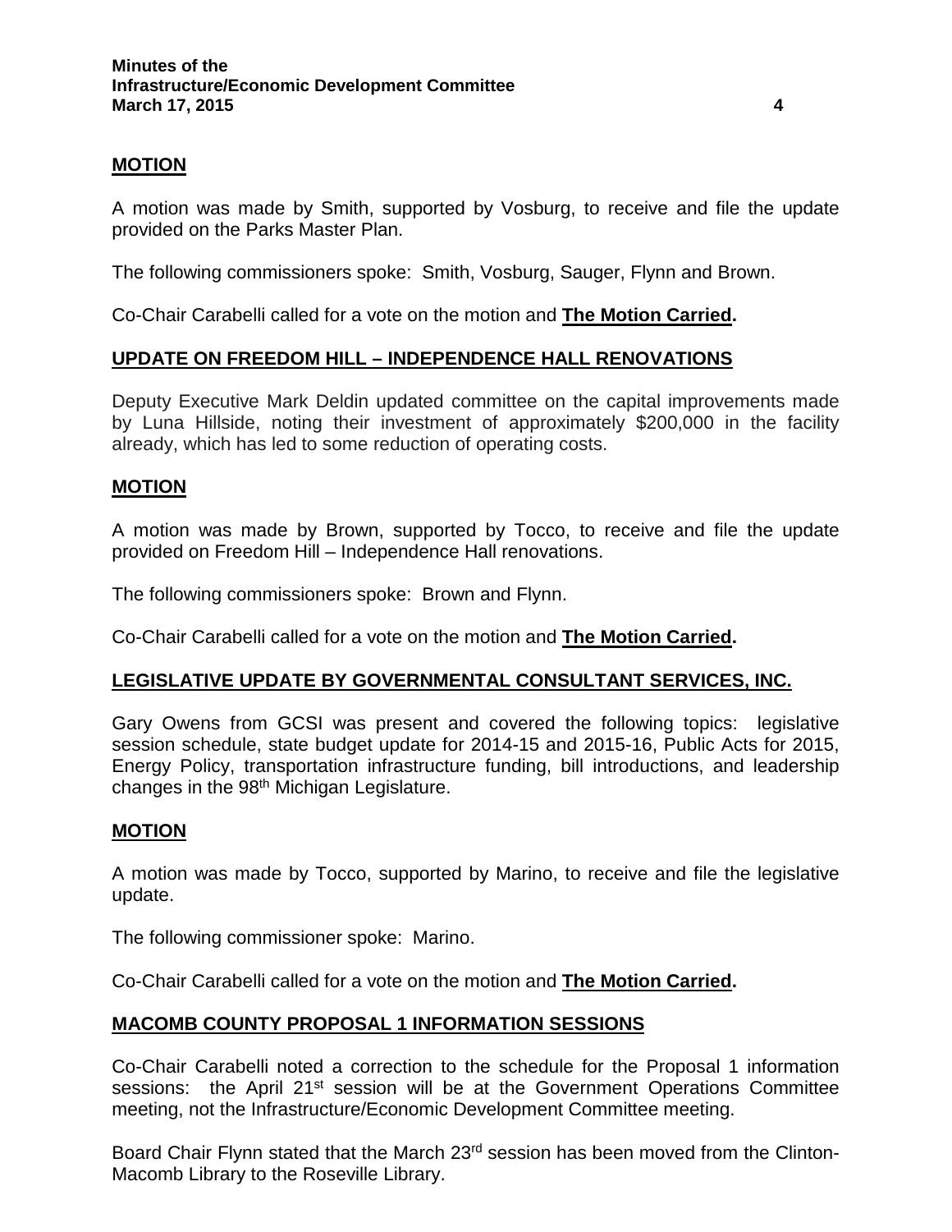## MOTION

A motion was made by Smith, supported by Vosburg, to receive and file the update provided on the Parks Master Plan.

The following commissioners spoke: Smith, Vosburg, Sauger, Flynn and Brown.

Co-Chair Carabelli called for a vote on the motion and **The Motion Carried.**

## UPDATE ON FREEDOM HILL – INDEPENDENCE HALL RENOVATIONS

Deputy Executive Mark Deldin updated committee on the capital improvements made by Luna Hillside, noting their investment of approximately $200,000 in the facility already, which has led to some reduction of operating costs.

## MOTION

A motion was made by Brown, supported by Tocco, to receive and file the update provided on Freedom Hill – Independence Hall renovations.

The following commissioners spoke: Brown and Flynn.

Co-Chair Carabelli called for a vote on the motion and **The Motion Carried.**

## LEGISLATIVE UPDATE BY GOVERNMENTAL CONSULTANT SERVICES, INC.

Gary Owens from GCSI was present and covered the following topics: legislative session schedule, state budget update for 2014-15 and 2015-16, Public Acts for 2015, Energy Policy, transportation infrastructure funding, bill introductions, and leadership changes in the 98th Michigan Legislature.

## MOTION

A motion was made by Tocco, supported by Marino, to receive and file the legislative update.

The following commissioner spoke: Marino.

Co-Chair Carabelli called for a vote on the motion and **The Motion Carried.**

## MACOMB COUNTY PROPOSAL 1 INFORMATION SESSIONS

Co-Chair Carabelli noted a correction to the schedule for the Proposal 1 information sessions: the April 21st session will be at the Government Operations Committee meeting, not the Infrastructure/Economic Development Committee meeting.

Board Chair Flynn stated that the March 23rd session has been moved from the Clinton-Macomb Library to the Roseville Library.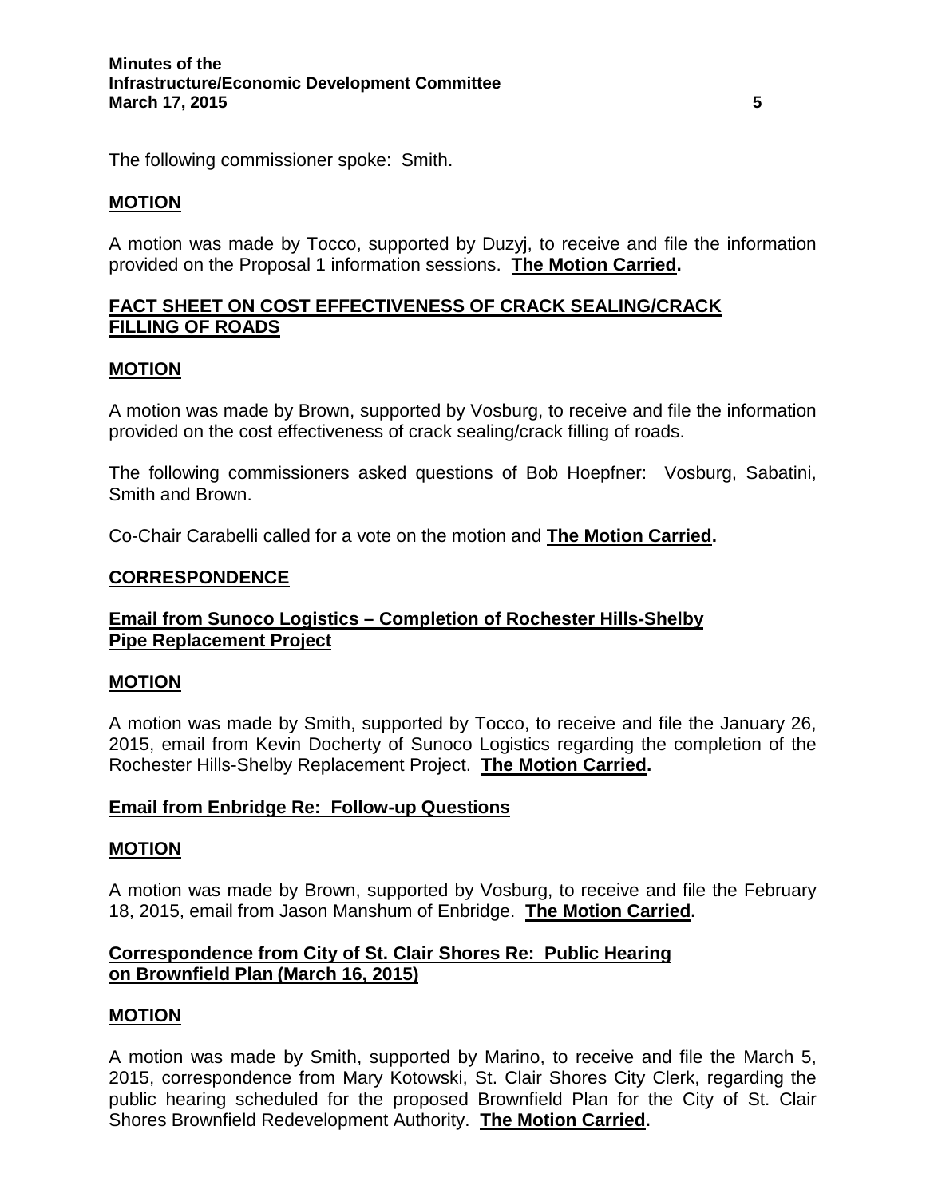The following commissioner spoke: Smith.

**MOTION**

A motion was made by Tocco, supported by Duzyj, to receive and file the information provided on the Proposal 1 information sessions. **The Motion Carried.**

## FACT SHEET ON COST EFFECTIVENESS OF CRACK SEALING/CRACK FILLING OF ROADS

**MOTION**

A motion was made by Brown, supported by Vosburg, to receive and file the information provided on the cost effectiveness of crack sealing/crack filling of roads.

The following commissioners asked questions of Bob Hoepfner: Vosburg, Sabatini, Smith and Brown.

Co-Chair Carabelli called for a vote on the motion and **The Motion Carried.**

## CORRESPONDENCE

### Email from Sunoco Logistics – Completion of Rochester Hills-Shelby Pipe Replacement Project

**MOTION**

A motion was made by Smith, supported by Tocco, to receive and file the January 26, 2015, email from Kevin Docherty of Sunoco Logistics regarding the completion of the Rochester Hills-Shelby Replacement Project. **The Motion Carried.**

### Email from Enbridge Re: Follow-up Questions

**MOTION**

A motion was made by Brown, supported by Vosburg, to receive and file the February 18, 2015, email from Jason Manshum of Enbridge. **The Motion Carried.**

### Correspondence from City of St. Clair Shores Re: Public Hearing on Brownfield Plan (March 16, 2015)

**MOTION**

A motion was made by Smith, supported by Marino, to receive and file the March 5, 2015, correspondence from Mary Kotowski, St. Clair Shores City Clerk, regarding the public hearing scheduled for the proposed Brownfield Plan for the City of St. Clair Shores Brownfield Redevelopment Authority. **The Motion Carried.**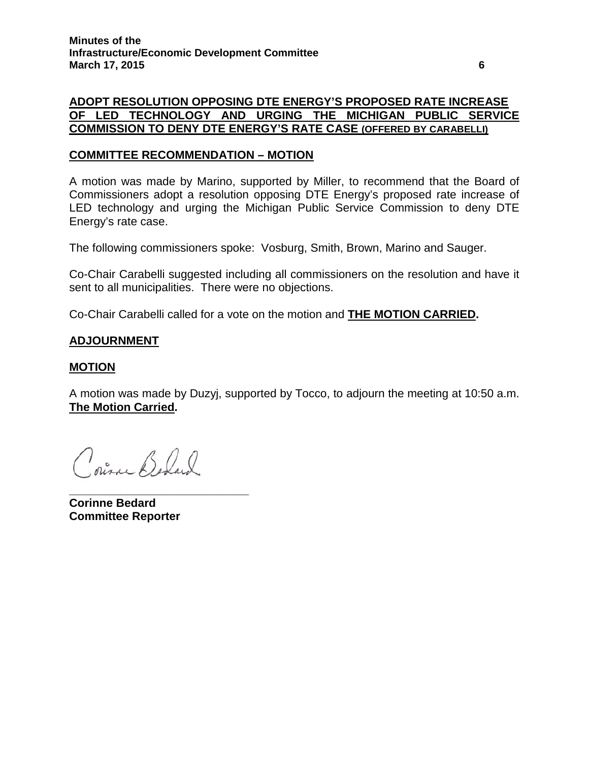**ADOPT RESOLUTION OPPOSING DTE ENERGY'S PROPOSED RATE INCREASE OF LED TECHNOLOGY AND URGING THE MICHIGAN PUBLIC SERVICE COMMISSION TO DENY DTE ENERGY'S RATE CASE (OFFERED BY CARABELLI)**

**COMMITTEE RECOMMENDATION – MOTION**

A motion was made by Marino, supported by Miller, to recommend that the Board of Commissioners adopt a resolution opposing DTE Energy's proposed rate increase of LED technology and urging the Michigan Public Service Commission to deny DTE Energy's rate case.

The following commissioners spoke: Vosburg, Smith, Brown, Marino and Sauger.

Co-Chair Carabelli suggested including all commissioners on the resolution and have it sent to all municipalities. There were no objections.

Co-Chair Carabelli called for a vote on the motion and **THE MOTION CARRIED.**

**ADJOURNMENT**

**MOTION**

A motion was made by Duzyj, supported by Tocco, to adjourn the meeting at 10:50 a.m. **The Motion Carried.**

_______________________________

**Corinne Bedard**
**Committee Reporter**